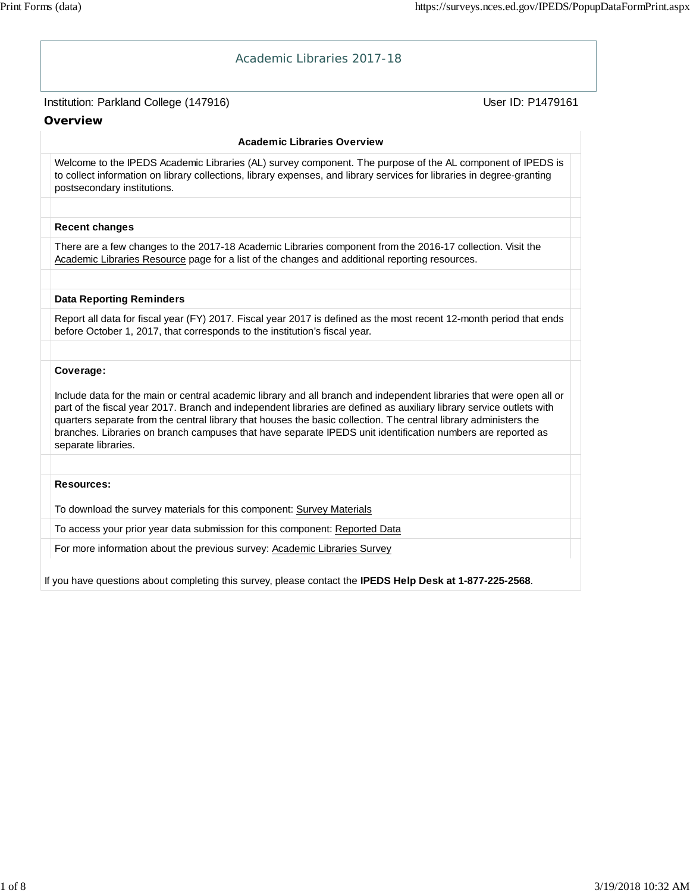# Academic Libraries 2017-18

Institution: Parkland College (147916)

User ID: P1479161

## Overview

### Academic Libraries Overview

Welcome to the IPEDS Academic Libraries (AL) survey component. The purpose of the AL component of IPEDS is to collect information on library collections, library expenses, and library services for libraries in degree-granting postsecondary institutions.

**Recent changes**

There are a few changes to the 2017-18 Academic Libraries component from the 2016-17 collection. Visit the Academic Libraries Resource page for a list of the changes and additional reporting resources.

**Data Reporting Reminders**

Report all data for fiscal year (FY) 2017. Fiscal year 2017 is defined as the most recent 12-month period that ends before October 1, 2017, that corresponds to the institution's fiscal year.

**Coverage:**

Include data for the main or central academic library and all branch and independent libraries that were open all or part of the fiscal year 2017. Branch and independent libraries are defined as auxiliary library service outlets with quarters separate from the central library that houses the basic collection. The central library administers the branches. Libraries on branch campuses that have separate IPEDS unit identification numbers are reported as separate libraries.

**Resources:**

To download the survey materials for this component: Survey Materials

To access your prior year data submission for this component: Reported Data

For more information about the previous survey: Academic Libraries Survey

If you have questions about completing this survey, please contact the **IPEDS Help Desk at 1-877-225-2568**.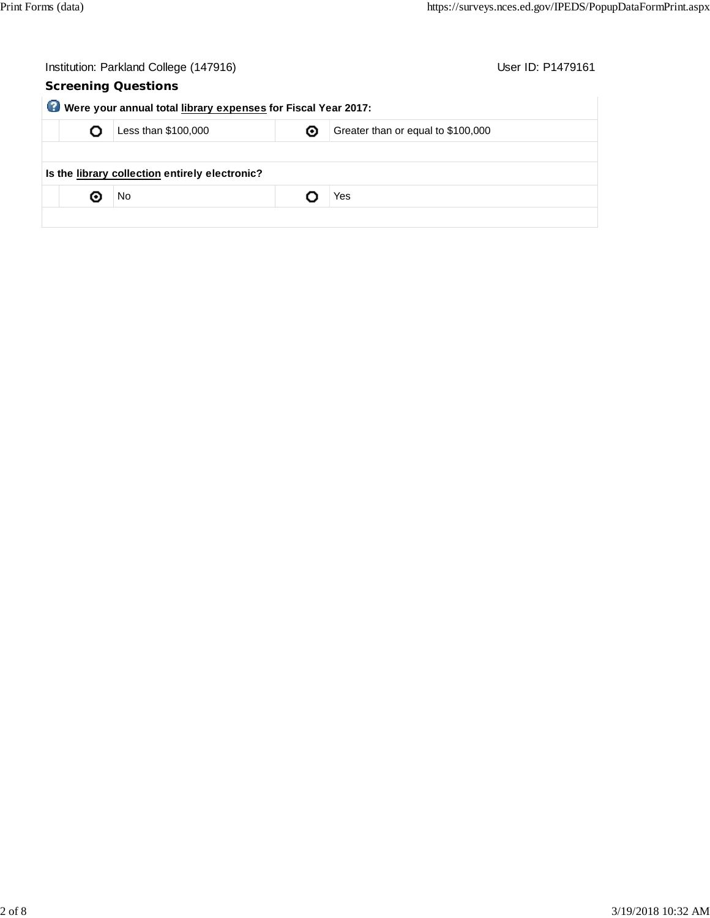Institution: Parkland College (147916) User ID: P1479161

## Screening Questions

**Were your annual total library expenses for Fiscal Year 2017:**

| | | | |
|---|---|---|---|
| ○ | Less than $100,000 | ◉ | Greater than or equal to $100,000 |

**Is the library collection entirely electronic?**

| | | | |
|---|---|---|---|
| ◉ | No | ○ | Yes |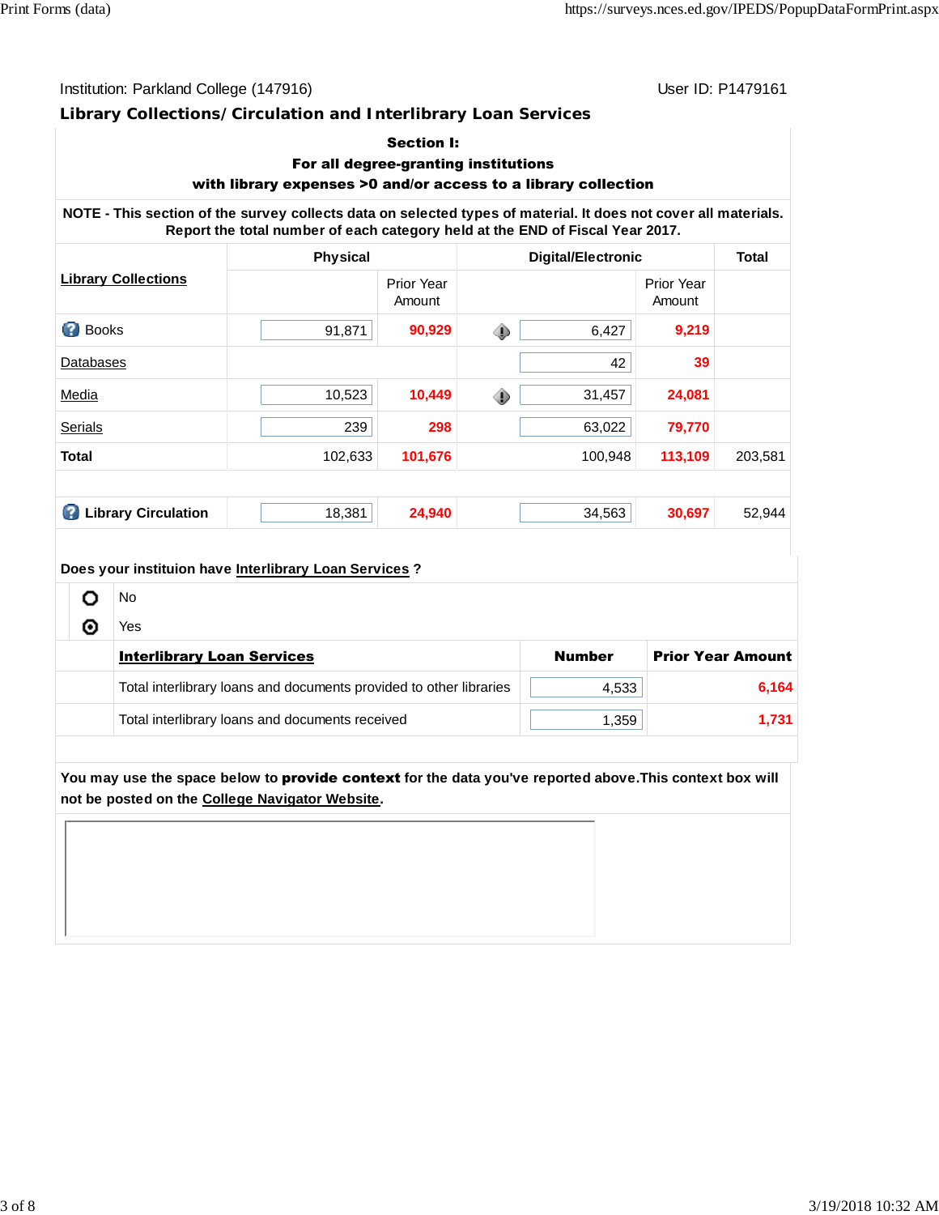Institution: Parkland College (147916)　　User ID: P1479161

## Library Collections/ Circulation and Interlibrary Loan Services

### Section I:
### For all degree-granting institutions with library expenses >0 and/or access to a library collection

**NOTE - This section of the survey collects data on selected types of material. It does not cover all materials. Report the total number of each category held at the END of Fiscal Year 2017.**

| Library Collections | Physical | | Digital/Electronic | | Total |
|---|---|---|---|---|---|
| | | Prior Year Amount | | Prior Year Amount | |
| Books | 91,871 | 90,929 | 6,427 | 9,219 | |
| Databases | | | 42 | 39 | |
| Media | 10,523 | 10,449 | 31,457 | 24,081 | |
| Serials | 239 | 298 | 63,022 | 79,770 | |
| **Total** | 102,633 | 101,676 | 100,948 | 113,109 | 203,581 |
| **Library Circulation** | 18,381 | 24,940 | 34,563 | 30,697 | 52,944 |

**Does your instituion have Interlibrary Loan Services ?**

- ○ No
- ◉ Yes

| Interlibrary Loan Services | Number | Prior Year Amount |
|---|---|---|
| Total interlibrary loans and documents provided to other libraries | 4,533 | 6,164 |
| Total interlibrary loans and documents received | 1,359 | 1,731 |

You may use the space below to **provide context** for the data you've reported above.This context box will not be posted on the College Navigator Website.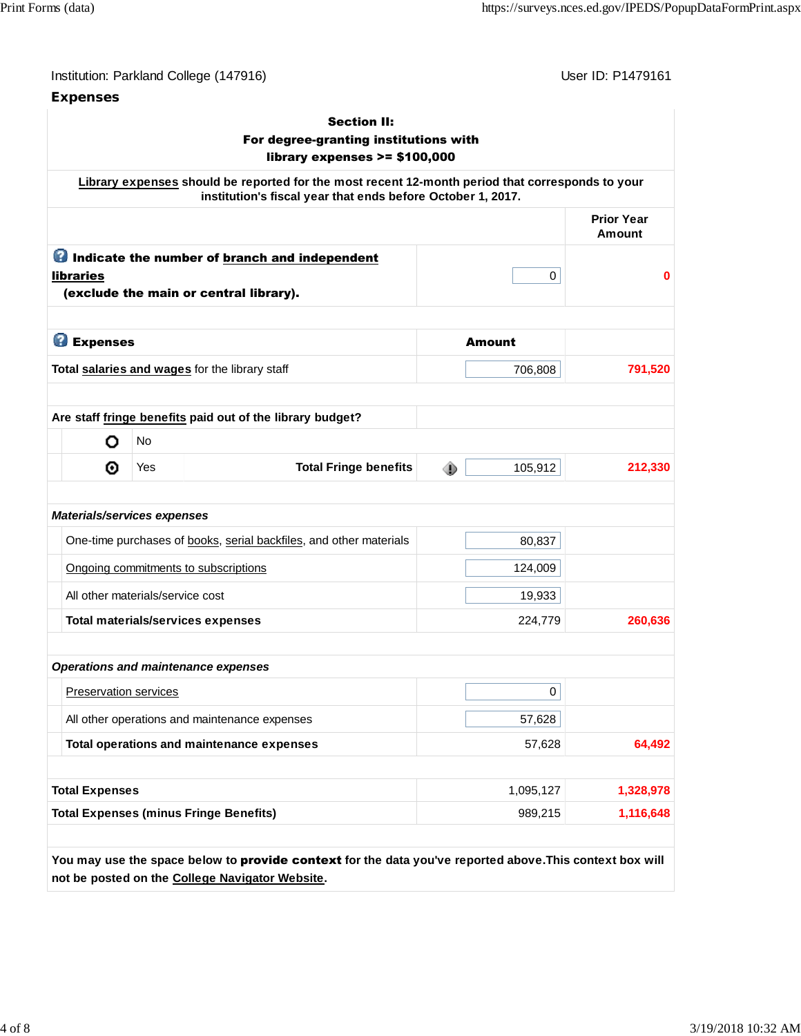Institution: Parkland College (147916)

User ID: P1479161

## Expenses

### Section II: For degree-granting institutions with library expenses >= $100,000

**Library expenses should be reported for the most recent 12-month period that corresponds to your institution's fiscal year that ends before October 1, 2017.**

| | | Prior Year Amount |
|---|---|---|
| **Indicate the number of branch and independent libraries (exclude the main or central library).** | 0 | 0 |
| | | |
| **Expenses** | **Amount** | |
| **Total salaries and wages** for the library staff | 706,808 | 791,520 |
| | | |
| **Are staff fringe benefits paid out of the library budget?** | | |
| No | | |
| Yes — **Total Fringe benefits** | 105,912 | 212,330 |
| | | |
| ***Materials/services expenses*** | | |
| One-time purchases of books, serial backfiles, and other materials | 80,837 | |
| Ongoing commitments to subscriptions | 124,009 | |
| All other materials/service cost | 19,933 | |
| **Total materials/services expenses** | 224,779 | 260,636 |
| | | |
| ***Operations and maintenance expenses*** | | |
| Preservation services | 0 | |
| All other operations and maintenance expenses | 57,628 | |
| **Total operations and maintenance expenses** | 57,628 | 64,492 |
| | | |
| **Total Expenses** | 1,095,127 | 1,328,978 |
| **Total Expenses (minus Fringe Benefits)** | 989,215 | 1,116,648 |

You may use the space below to **provide context** for the data you've reported above. This context box will not be posted on the College Navigator Website.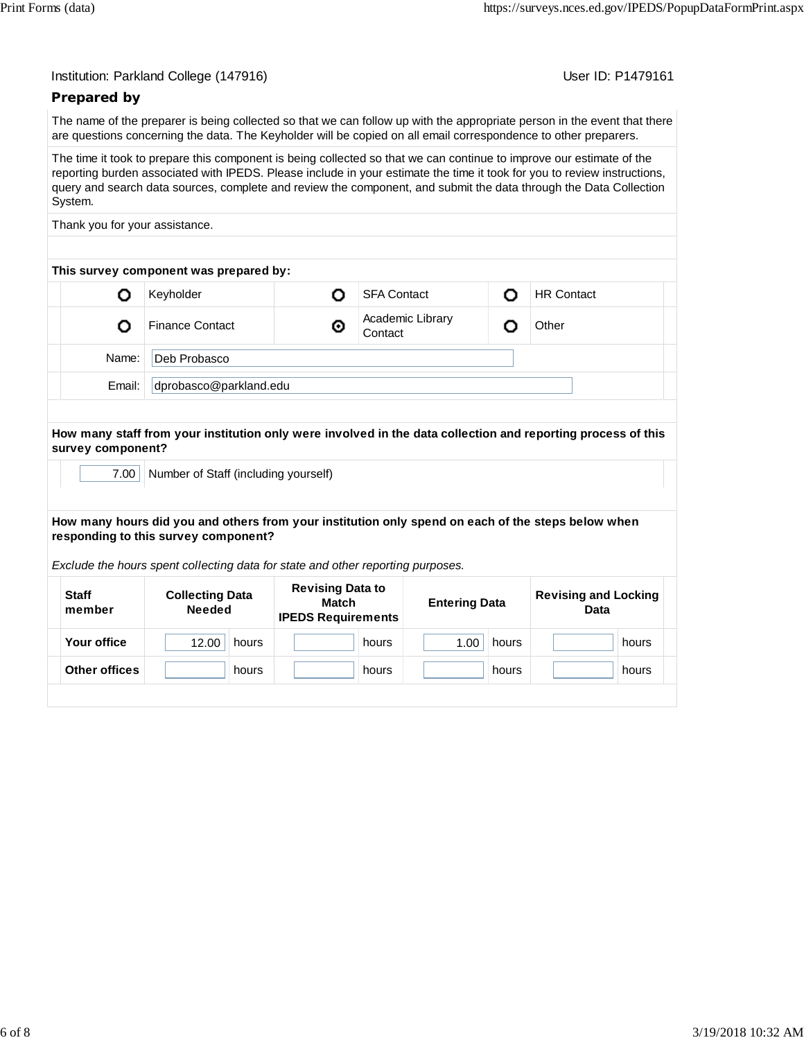Institution: Parkland College (147916)

User ID: P1479161

## Prepared by

The name of the preparer is being collected so that we can follow up with the appropriate person in the event that there are questions concerning the data. The Keyholder will be copied on all email correspondence to other preparers.

The time it took to prepare this component is being collected so that we can continue to improve our estimate of the reporting burden associated with IPEDS. Please include in your estimate the time it took for you to review instructions, query and search data sources, complete and review the component, and submit the data through the Data Collection System.

Thank you for your assistance.

**This survey component was prepared by:**

| | | | | | |
|---|---|---|---|---|---|
| ○ | Keyholder | ○ | SFA Contact | ○ | HR Contact |
| ○ | Finance Contact | ⦿ | Academic Library Contact | ○ | Other |

Name: Deb Probasco

Email: dprobasco@parkland.edu

**How many staff from your institution only were involved in the data collection and reporting process of this survey component?**

7.00 Number of Staff (including yourself)

**How many hours did you and others from your institution only spend on each of the steps below when responding to this survey component?**

*Exclude the hours spent collecting data for state and other reporting purposes.*

| Staff member | Collecting Data Needed | Revising Data to Match IPEDS Requirements | Entering Data | Revising and Locking Data |
|---|---|---|---|---|
| **Your office** | 12.00 hours | hours | 1.00 hours | hours |
| **Other offices** | hours | hours | hours | hours |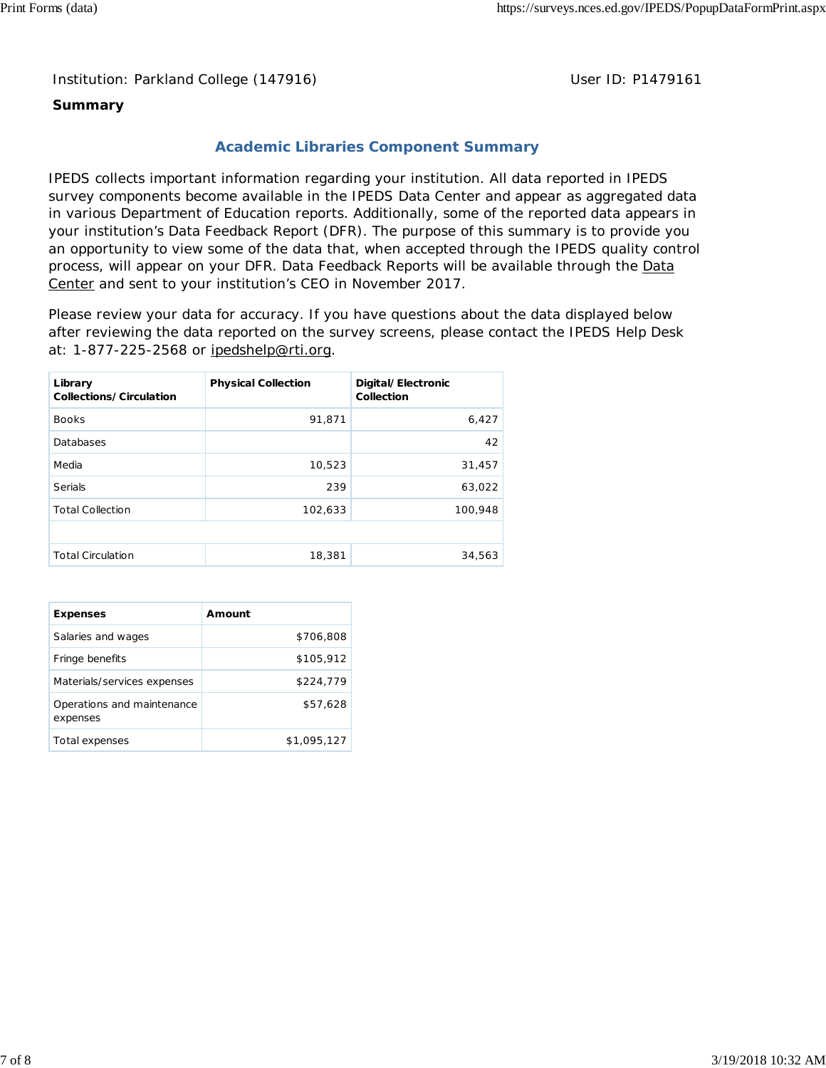Institution: Parkland College (147916) User ID: P1479161

**Summary**

## Academic Libraries Component Summary

IPEDS collects important information regarding your institution. All data reported in IPEDS survey components become available in the IPEDS Data Center and appear as aggregated data in various Department of Education reports. Additionally, some of the reported data appears in your institution's Data Feedback Report (DFR). The purpose of this summary is to provide you an opportunity to view some of the data that, when accepted through the IPEDS quality control process, will appear on your DFR. Data Feedback Reports will be available through the Data Center and sent to your institution's CEO in November 2017.

Please review your data for accuracy. If you have questions about the data displayed below after reviewing the data reported on the survey screens, please contact the IPEDS Help Desk at: 1-877-225-2568 or ipedshelp@rti.org.

| Library Collections/Circulation | Physical Collection | Digital/Electronic Collection |
|---|---|---|
| Books | 91,871 | 6,427 |
| Databases | | 42 |
| Media | 10,523 | 31,457 |
| Serials | 239 | 63,022 |
| Total Collection | 102,633 | 100,948 |
| | | |
| Total Circulation | 18,381 | 34,563 |

| Expenses | Amount |
|---|---|
| Salaries and wages | $706,808 |
| Fringe benefits | $105,912 |
| Materials/services expenses | $224,779 |
| Operations and maintenance expenses | $57,628 |
| Total expenses | $1,095,127 |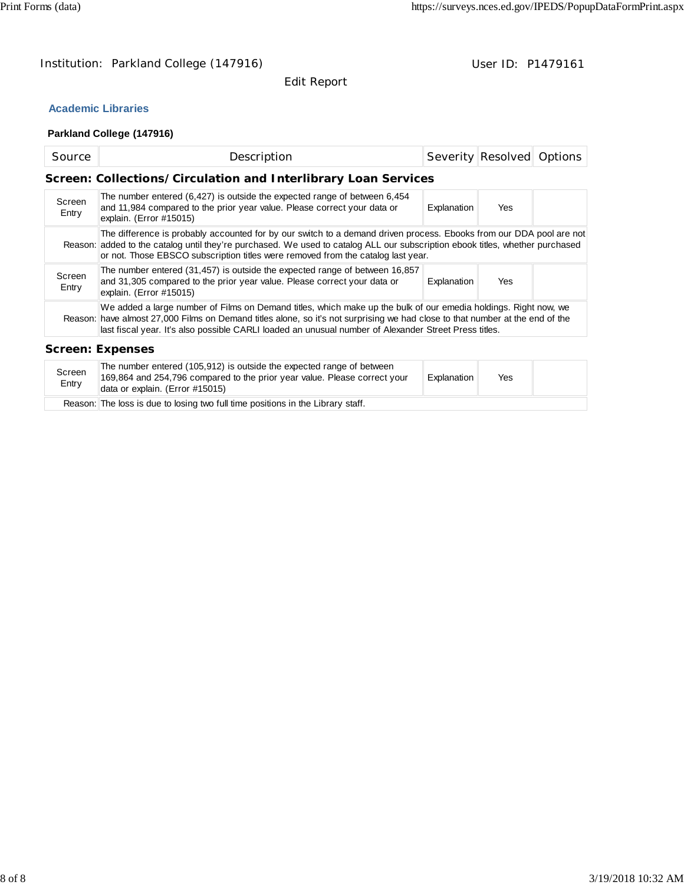Institution: Parkland College (147916) User ID: P1479161

Edit Report

## Academic Libraries

**Parkland College (147916)**

| Source | Description | Severity | Resolved | Options |
|---|---|---|---|---|
| **Screen: Collections/Circulation and Interlibrary Loan Services** | | | | |
| Screen Entry | The number entered (6,427) is outside the expected range of between 6,454 and 11,984 compared to the prior year value. Please correct your data or explain. (Error #15015) | Explanation | Yes | |
| Reason: | The difference is probably accounted for by our switch to a demand driven process. Ebooks from our DDA pool are not added to the catalog until they're purchased. We used to catalog ALL our subscription ebook titles, whether purchased or not. Those EBSCO subscription titles were removed from the catalog last year. | | | |
| Screen Entry | The number entered (31,457) is outside the expected range of between 16,857 and 31,305 compared to the prior year value. Please correct your data or explain. (Error #15015) | Explanation | Yes | |
| Reason: | We added a large number of Films on Demand titles, which make up the bulk of our emedia holdings. Right now, we have almost 27,000 Films on Demand titles alone, so it's not surprising we had close to that number at the end of the last fiscal year. It's also possible CARLI loaded an unusual number of Alexander Street Press titles. | | | |
| **Screen: Expenses** | | | | |
| Screen Entry | The number entered (105,912) is outside the expected range of between 169,864 and 254,796 compared to the prior year value. Please correct your data or explain. (Error #15015) | Explanation | Yes | |
| Reason: | The loss is due to losing two full time positions in the Library staff. | | | |